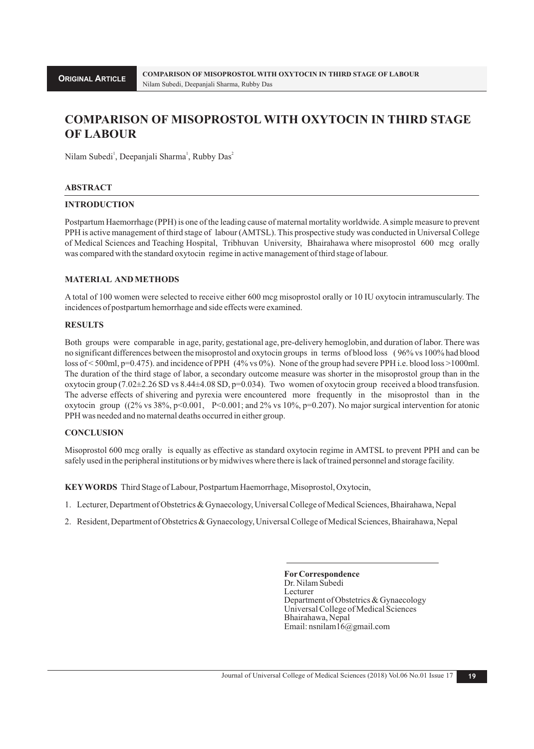# COMPARISON OF MISOPROSTOL WITH OXYTOCIN IN THIRD STAGE OF LABOUR

Nilam Subedi[1], Deepanjali Sharma[1], Rubby Das[2]

## ABSTRACT

### INTRODUCTION

Postpartum Haemorrhage (PPH) is one of the leading cause of maternal mortality worldwide. A simple measure to prevent PPH is active management of third stage of labour (AMTSL). This prospective study was conducted in Universal College of Medical Sciences and Teaching Hospital, Tribhuvan University, Bhairahawa where misoprostol 600 mcg orally was compared with the standard oxytocin regime in active management of third stage of labour.

### MATERIAL AND METHODS

A total of 100 women were selected to receive either 600 mcg misoprostol orally or 10 IU oxytocin intramuscularly. The incidences of postpartum hemorrhage and side effects were examined.

### RESULTS

Both groups were comparable in age, parity, gestational age, pre-delivery hemoglobin, and duration of labor. There was no significant differences between the misoprostol and oxytocin groups in terms of blood loss (96% vs 100% had blood loss of < 500ml, p=0.475). and incidence of PPH (4% vs 0%). None of the group had severe PPH i.e. blood loss >1000ml. The duration of the third stage of labor, a secondary outcome measure was shorter in the misoprostol group than in the oxytocin group (7.02±2.26 SD vs 8.44±4.08 SD, p=0.034). Two women of oxytocin group received a blood transfusion. The adverse effects of shivering and pyrexia were encountered more frequently in the misoprostol than in the oxytocin group ((2% vs 38%, p<0.001, P<0.001; and 2% vs 10%, p=0.207). No major surgical intervention for atonic PPH was needed and no maternal deaths occurred in either group.

### CONCLUSION

Misoprostol 600 mcg orally is equally as effective as standard oxytocin regime in AMTSL to prevent PPH and can be safely used in the peripheral institutions or by midwives where there is lack of trained personnel and storage facility.

**KEYWORDS** Third Stage of Labour, Postpartum Haemorrhage, Misoprostol, Oxytocin,

1. Lecturer, Department of Obstetrics & Gynaecology, Universal College of Medical Sciences, Bhairahawa, Nepal
2. Resident, Department of Obstetrics & Gynaecology, Universal College of Medical Sciences, Bhairahawa, Nepal

**For Correspondence**
Dr. Nilam Subedi
Lecturer
Department of Obstetrics & Gynaecology
Universal College of Medical Sciences
Bhairahawa, Nepal
Email: nsnilam16@gmail.com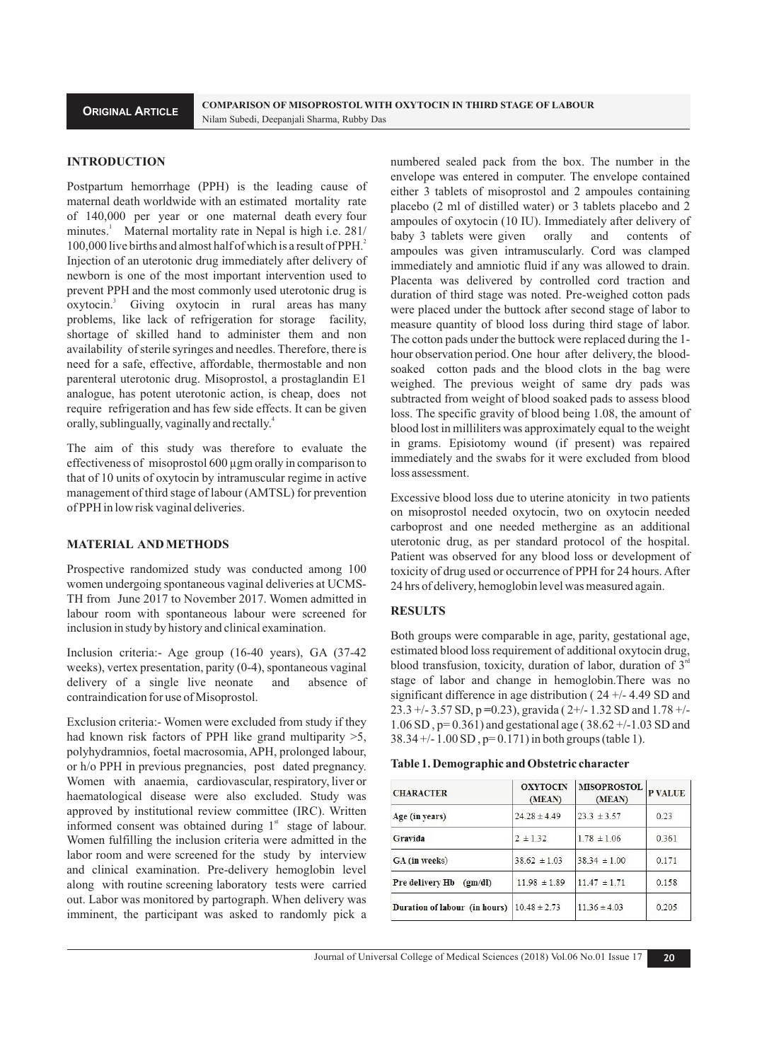## INTRODUCTION

Postpartum hemorrhage (PPH) is the leading cause of maternal death worldwide with an estimated mortality rate of 140,000 per year or one maternal death every four minutes.[1] Maternal mortality rate in Nepal is high i.e. 281/ 100,000 live births and almost half of which is a result of PPH.[2] Injection of an uterotonic drug immediately after delivery of newborn is one of the most important intervention used to prevent PPH and the most commonly used uterotonic drug is oxytocin.[3] Giving oxytocin in rural areas has many problems, like lack of refrigeration for storage facility, shortage of skilled hand to administer them and non availability of sterile syringes and needles. Therefore, there is need for a safe, effective, affordable, thermostable and non parenteral uterotonic drug. Misoprostol, a prostaglandin E1 analogue, has potent uterotonic action, is cheap, does not require refrigeration and has few side effects. It can be given orally, sublingually, vaginally and rectally.[4]

The aim of this study was therefore to evaluate the effectiveness of misoprostol 600 µgm orally in comparison to that of 10 units of oxytocin by intramuscular regime in active management of third stage of labour (AMTSL) for prevention of PPH in low risk vaginal deliveries.

## MATERIAL AND METHODS

Prospective randomized study was conducted among 100 women undergoing spontaneous vaginal deliveries at UCMS-TH from June 2017 to November 2017. Women admitted in labour room with spontaneous labour were screened for inclusion in study by history and clinical examination.

Inclusion criteria:- Age group (16-40 years), GA (37-42 weeks), vertex presentation, parity (0-4), spontaneous vaginal delivery of a single live neonate and absence of contraindication for use of Misoprostol.

Exclusion criteria:- Women were excluded from study if they had known risk factors of PPH like grand multiparity >5, polyhydramnios, foetal macrosomia, APH, prolonged labour, or h/o PPH in previous pregnancies, post dated pregnancy. Women with anaemia, cardiovascular, respiratory, liver or haematological disease were also excluded. Study was approved by institutional review committee (IRC). Written informed consent was obtained during 1st stage of labour. Women fulfilling the inclusion criteria were admitted in the labor room and were screened for the study by interview and clinical examination. Pre-delivery hemoglobin level along with routine screening laboratory tests were carried out. Labor was monitored by partograph. When delivery was imminent, the participant was asked to randomly pick a numbered sealed pack from the box. The number in the envelope was entered in computer. The envelope contained either 3 tablets of misoprostol and 2 ampoules containing placebo (2 ml of distilled water) or 3 tablets placebo and 2 ampoules of oxytocin (10 IU). Immediately after delivery of baby 3 tablets were given orally and contents of ampoules was given intramuscularly. Cord was clamped immediately and amniotic fluid if any was allowed to drain. Placenta was delivered by controlled cord traction and duration of third stage was noted. Pre-weighed cotton pads were placed under the buttock after second stage of labor to measure quantity of blood loss during third stage of labor. The cotton pads under the buttock were replaced during the 1-hour observation period. One hour after delivery, the blood-soaked cotton pads and the blood clots in the bag were weighed. The previous weight of same dry pads was subtracted from weight of blood soaked pads to assess blood loss. The specific gravity of blood being 1.08, the amount of blood lost in milliliters was approximately equal to the weight in grams. Episiotomy wound (if present) was repaired immediately and the swabs for it were excluded from blood loss assessment.

Excessive blood loss due to uterine atonicity in two patients on misoprostol needed oxytocin, two on oxytocin needed carboprost and one needed methergine as an additional uterotonic drug, as per standard protocol of the hospital. Patient was observed for any blood loss or development of toxicity of drug used or occurrence of PPH for 24 hours. After 24 hrs of delivery, hemoglobin level was measured again.

## RESULTS

Both groups were comparable in age, parity, gestational age, estimated blood loss requirement of additional oxytocin drug, blood transfusion, toxicity, duration of labor, duration of 3rd stage of labor and change in hemoglobin.There was no significant difference in age distribution ( 24 +/- 4.49 SD and 23.3 +/- 3.57 SD, p =0.23), gravida ( 2+/- 1.32 SD and 1.78 +/- 1.06 SD , p= 0.361) and gestational age ( 38.62 +/-1.03 SD and 38.34 +/- 1.00 SD , p= 0.171) in both groups (table 1).

**Table 1. Demographic and Obstetric character**

| CHARACTER | OXYTOCIN (MEAN) | MISOPROSTOL (MEAN) | P VALUE |
|---|---|---|---|
| Age (in years) | 24.28 ± 4.49 | 23.3 ± 3.57 | 0.23 |
| Gravida | 2 ± 1.32 | 1.78 ± 1.06 | 0.361 |
| GA (in weeks) | 38.62 ± 1.03 | 38.34 ± 1.00 | 0.171 |
| Pre delivery Hb (gm/dl) | 11.98 ± 1.89 | 11.47 ± 1.71 | 0.158 |
| Duration of labour (in hours) | 10.48 ± 2.73 | 11.36 ± 4.03 | 0.205 |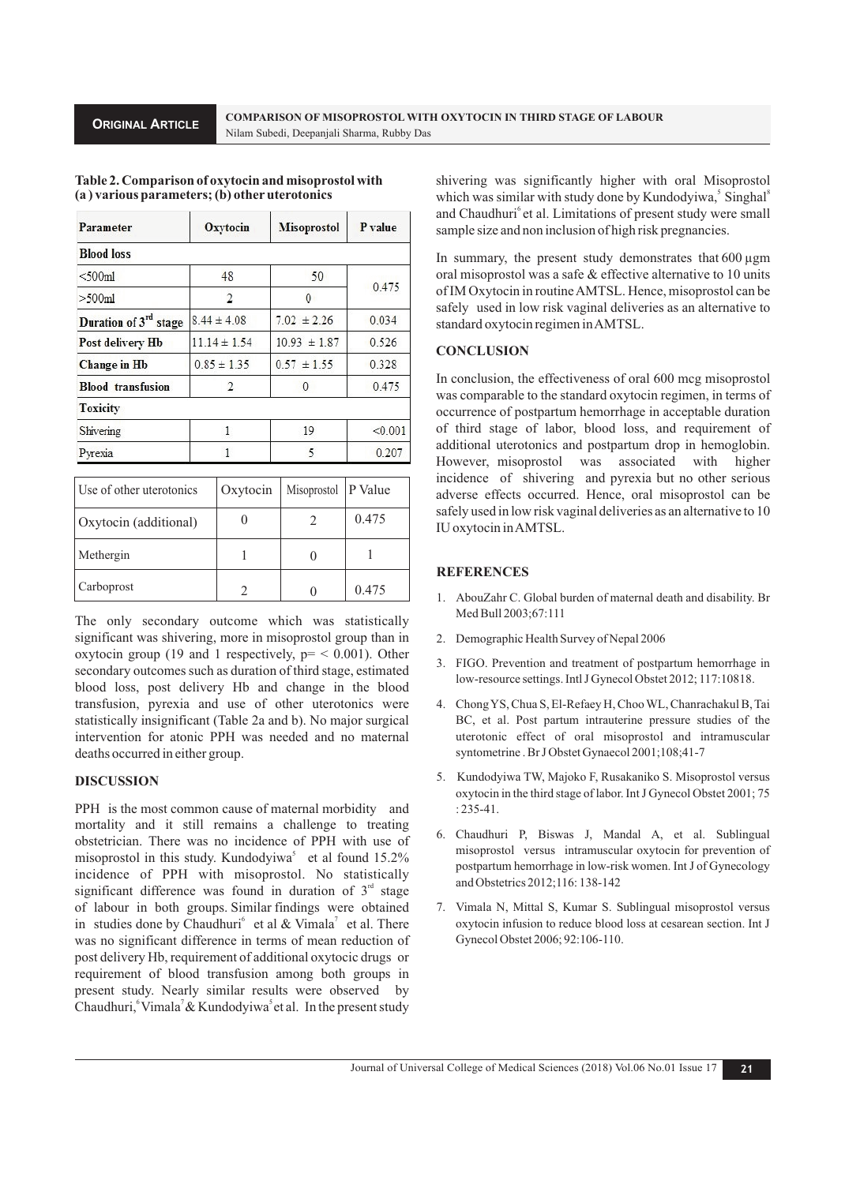**Table 2. Comparison of oxytocin and misoprostol with (a ) various parameters; (b) other uterotonics**

| Parameter | Oxytocin | Misoprostol | P value |
|---|---|---|---|
| **Blood loss** | | | |
| <500ml | 48 | 50 | 0.475 |
| >500ml | 2 | 0 | |
| **Duration of 3rd stage** | 8.44 ± 4.08 | 7.02 ± 2.26 | 0.034 |
| **Post delivery Hb** | 11.14 ± 1.54 | 10.93 ± 1.87 | 0.526 |
| **Change in Hb** | 0.85 ± 1.35 | 0.57 ± 1.55 | 0.328 |
| **Blood transfusion** | 2 | 0 | 0.475 |
| **Toxicity** | | | |
| Shivering | 1 | 19 | <0.001 |
| Pyrexia | 1 | 5 | 0.207 |

| Use of other uterotonics | Oxytocin | Misoprostol | P Value |
|---|---|---|---|
| Oxytocin (additional) | 0 | 2 | 0.475 |
| Methergin | 1 | 0 | 1 |
| Carboprost | 2 | 0 | 0.475 |

The only secondary outcome which was statistically significant was shivering, more in misoprostol group than in oxytocin group (19 and 1 respectively, $p = < 0.001$). Other secondary outcomes such as duration of third stage, estimated blood loss, post delivery Hb and change in the blood transfusion, pyrexia and use of other uterotonics were statistically insignificant (Table 2a and b). No major surgical intervention for atonic PPH was needed and no maternal deaths occurred in either group.

## DISCUSSION

PPH is the most common cause of maternal morbidity and mortality and it still remains a challenge to treating obstetrician. There was no incidence of PPH with use of misoprostol in this study. Kundodyiwa[5] et al found 15.2% incidence of PPH with misoprostol. No statistically significant difference was found in duration of 3rd stage of labour in both groups. Similar findings were obtained in studies done by Chaudhuri[6] et al & Vimala[7] et al. There was no significant difference in terms of mean reduction of post delivery Hb, requirement of additional oxytocic drugs or requirement of blood transfusion among both groups in present study. Nearly similar results were observed by Chaudhuri,[6] Vimala[7] & Kundodyiwa[5] et al. In the present study shivering was significantly higher with oral Misoprostol which was similar with study done by Kundodyiwa,[5] Singhal[8] and Chaudhuri[6] et al. Limitations of present study were small sample size and non inclusion of high risk pregnancies.

In summary, the present study demonstrates that 600 µgm oral misoprostol was a safe & effective alternative to 10 units of IM Oxytocin in routine AMTSL. Hence, misoprostol can be safely used in low risk vaginal deliveries as an alternative to standard oxytocin regimen in AMTSL.

## CONCLUSION

In conclusion, the effectiveness of oral 600 mcg misoprostol was comparable to the standard oxytocin regimen, in terms of occurrence of postpartum hemorrhage in acceptable duration of third stage of labor, blood loss, and requirement of additional uterotonics and postpartum drop in hemoglobin. However, misoprostol was associated with higher incidence of shivering and pyrexia but no other serious adverse effects occurred. Hence, oral misoprostol can be safely used in low risk vaginal deliveries as an alternative to 10 IU oxytocin in AMTSL.

## REFERENCES

1. AbouZahr C. Global burden of maternal death and disability. Br Med Bull 2003;67:111
2. Demographic Health Survey of Nepal 2006
3. FIGO. Prevention and treatment of postpartum hemorrhage in low-resource settings. Intl J Gynecol Obstet 2012; 117:10818.
4. Chong YS, Chua S, El-Refaey H, Choo WL, Chanrachakul B, Tai BC, et al. Post partum intrauterine pressure studies of the uterotonic effect of oral misoprostol and intramuscular syntometrine . Br J Obstet Gynaecol 2001;108;41-7
5. Kundodyiwa TW, Majoko F, Rusakaniko S. Misoprostol versus oxytocin in the third stage of labor. Int J Gynecol Obstet 2001; 75 : 235-41.
6. Chaudhuri P, Biswas J, Mandal A, et al. Sublingual misoprostol versus intramuscular oxytocin for prevention of postpartum hemorrhage in low-risk women. Int J of Gynecology and Obstetrics 2012;116: 138-142
7. Vimala N, Mittal S, Kumar S. Sublingual misoprostol versus oxytocin infusion to reduce blood loss at cesarean section. Int J Gynecol Obstet 2006; 92:106-110.